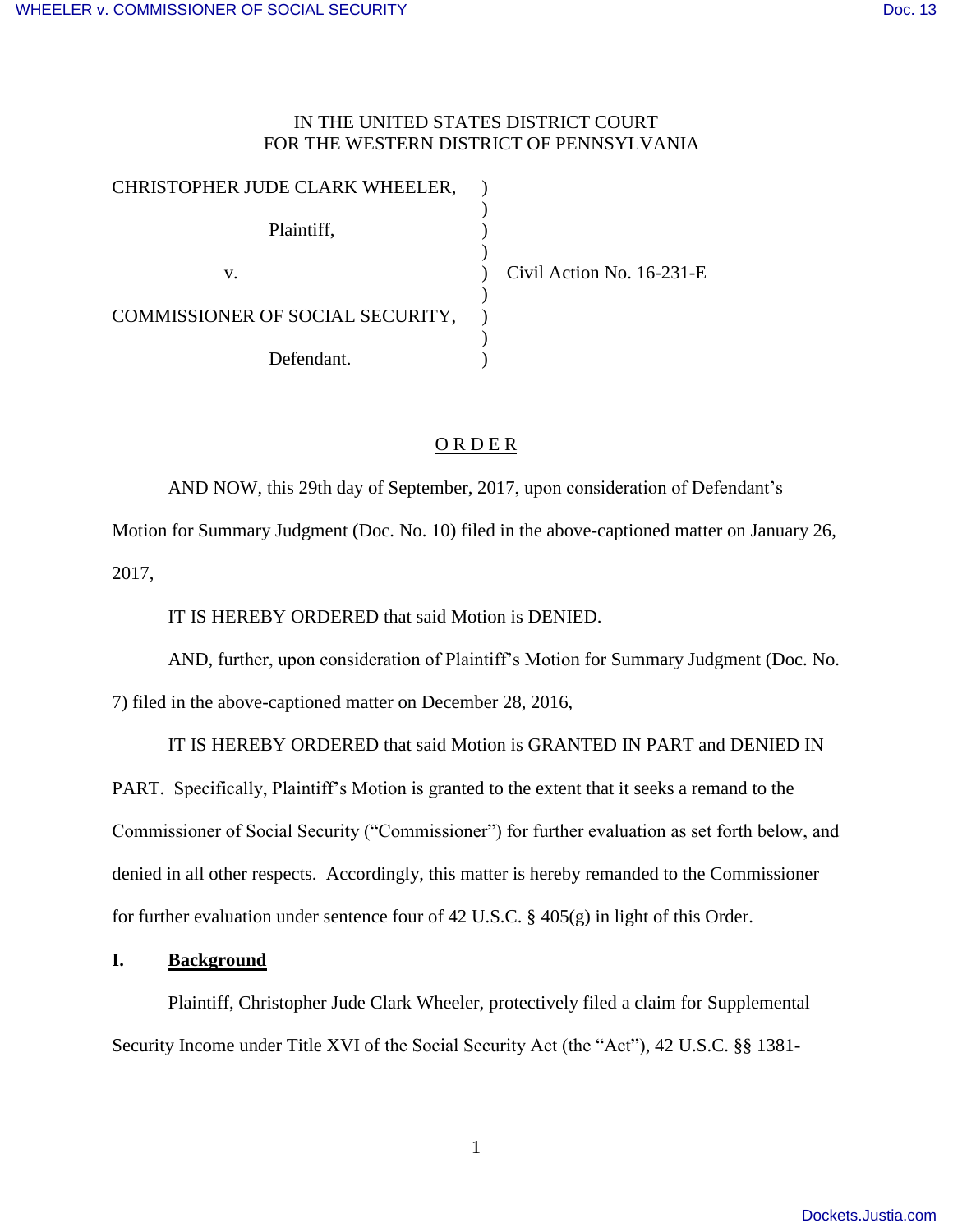IN THE UNITED STATES DISTRICT COURT
FOR THE WESTERN DISTRICT OF PENNSYLVANIA

| | | |
|---|---|---|
| CHRISTOPHER JUDE CLARK WHEELER, | ) | |
| Plaintiff, | ) | |
| v. | ) | Civil Action No. 16-231-E |
| COMMISSIONER OF SOCIAL SECURITY, | ) | |
| Defendant. | ) | |

## O R D E R

AND NOW, this 29th day of September, 2017, upon consideration of Defendant's Motion for Summary Judgment (Doc. No. 10) filed in the above-captioned matter on January 26, 2017,

IT IS HEREBY ORDERED that said Motion is DENIED.

AND, further, upon consideration of Plaintiff's Motion for Summary Judgment (Doc. No. 7) filed in the above-captioned matter on December 28, 2016,

IT IS HEREBY ORDERED that said Motion is GRANTED IN PART and DENIED IN PART. Specifically, Plaintiff's Motion is granted to the extent that it seeks a remand to the Commissioner of Social Security ("Commissioner") for further evaluation as set forth below, and denied in all other respects. Accordingly, this matter is hereby remanded to the Commissioner for further evaluation under sentence four of 42 U.S.C. § 405(g) in light of this Order.

## I. Background

Plaintiff, Christopher Jude Clark Wheeler, protectively filed a claim for Supplemental Security Income under Title XVI of the Social Security Act (the "Act"), 42 U.S.C. §§ 1381-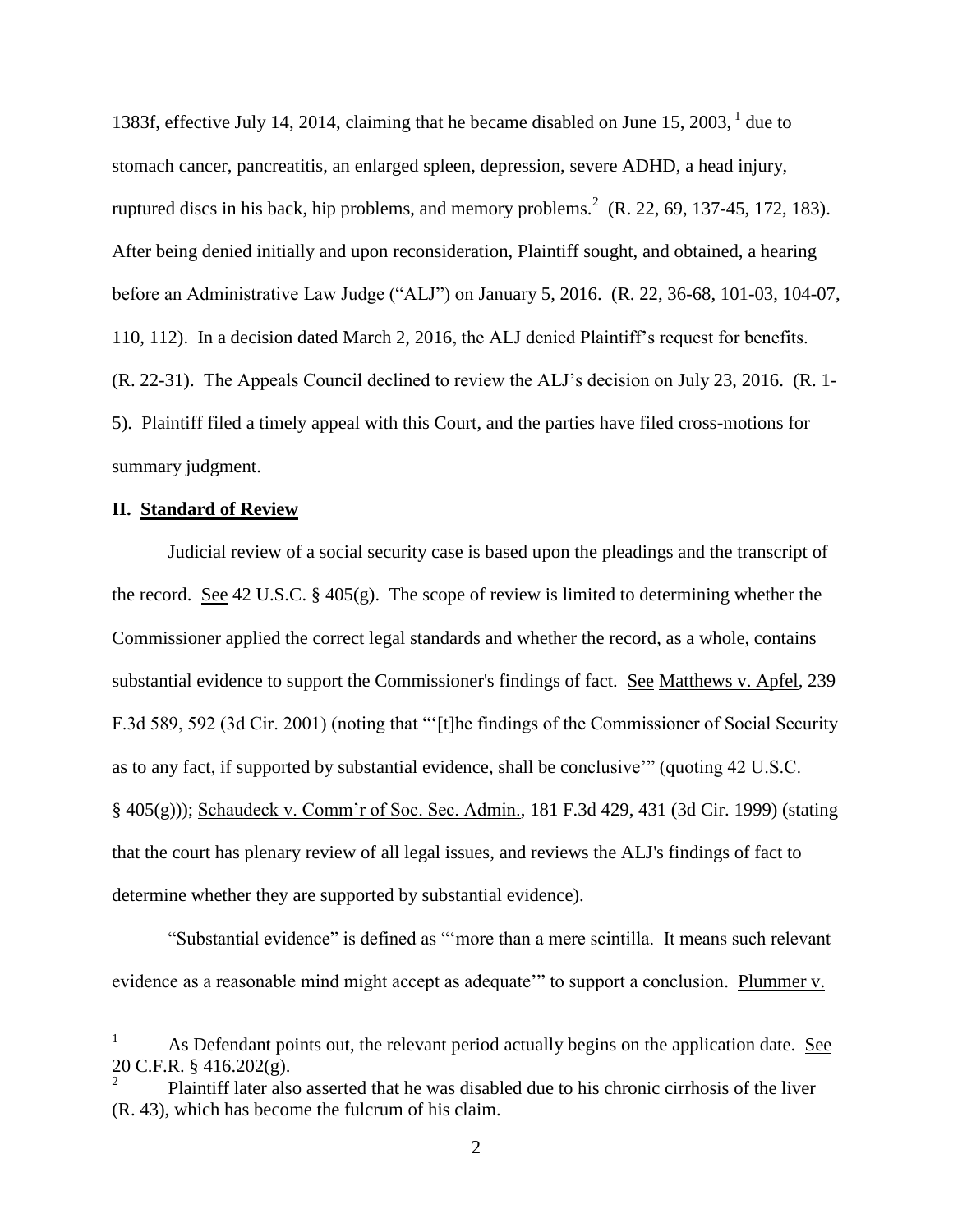1383f, effective July 14, 2014, claiming that he became disabled on June 15, 2003, [1] due to stomach cancer, pancreatitis, an enlarged spleen, depression, severe ADHD, a head injury, ruptured discs in his back, hip problems, and memory problems.[2] (R. 22, 69, 137-45, 172, 183). After being denied initially and upon reconsideration, Plaintiff sought, and obtained, a hearing before an Administrative Law Judge ("ALJ") on January 5, 2016. (R. 22, 36-68, 101-03, 104-07, 110, 112). In a decision dated March 2, 2016, the ALJ denied Plaintiff's request for benefits. (R. 22-31). The Appeals Council declined to review the ALJ's decision on July 23, 2016. (R. 1-5). Plaintiff filed a timely appeal with this Court, and the parties have filed cross-motions for summary judgment.

## II. Standard of Review

Judicial review of a social security case is based upon the pleadings and the transcript of the record. See 42 U.S.C. § 405(g). The scope of review is limited to determining whether the Commissioner applied the correct legal standards and whether the record, as a whole, contains substantial evidence to support the Commissioner's findings of fact. See Matthews v. Apfel, 239 F.3d 589, 592 (3d Cir. 2001) (noting that "'[t]he findings of the Commissioner of Social Security as to any fact, if supported by substantial evidence, shall be conclusive'" (quoting 42 U.S.C. § 405(g))); Schaudeck v. Comm'r of Soc. Sec. Admin., 181 F.3d 429, 431 (3d Cir. 1999) (stating that the court has plenary review of all legal issues, and reviews the ALJ's findings of fact to determine whether they are supported by substantial evidence).

"Substantial evidence" is defined as "'more than a mere scintilla. It means such relevant evidence as a reasonable mind might accept as adequate'" to support a conclusion. Plummer v.

---

[1] As Defendant points out, the relevant period actually begins on the application date. See 20 C.F.R. § 416.202(g).

[2] Plaintiff later also asserted that he was disabled due to his chronic cirrhosis of the liver (R. 43), which has become the fulcrum of his claim.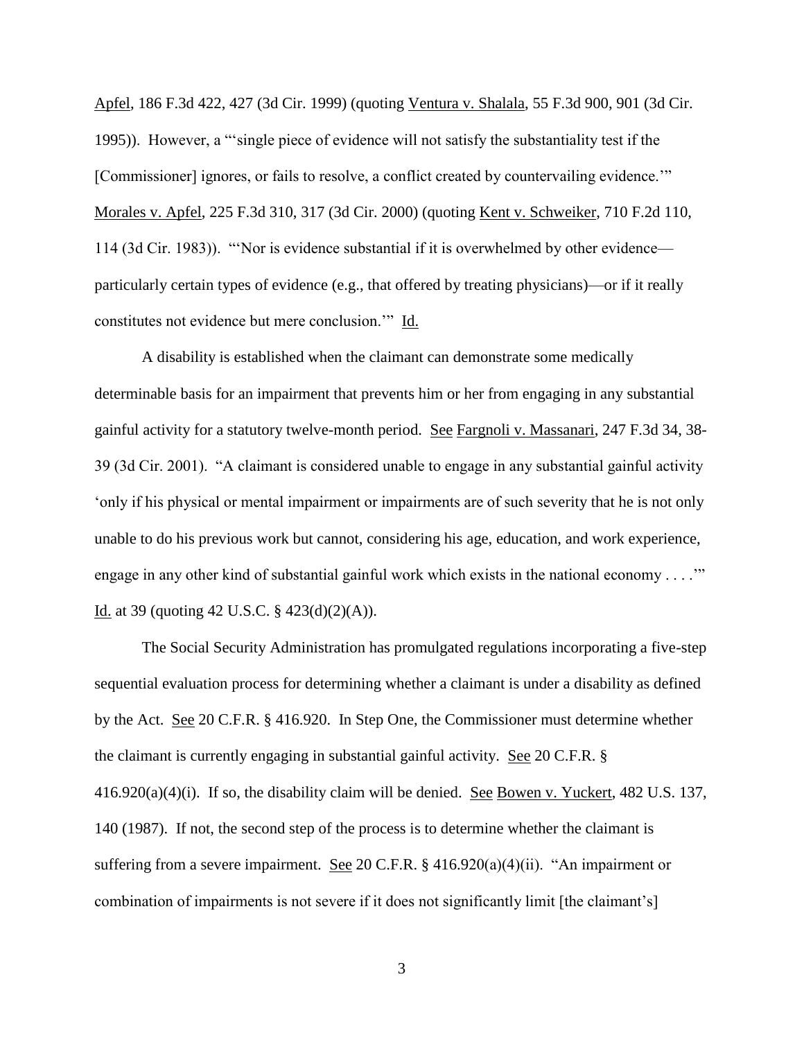Apfel, 186 F.3d 422, 427 (3d Cir. 1999) (quoting Ventura v. Shalala, 55 F.3d 900, 901 (3d Cir. 1995)). However, a "'single piece of evidence will not satisfy the substantiality test if the [Commissioner] ignores, or fails to resolve, a conflict created by countervailing evidence.'" Morales v. Apfel, 225 F.3d 310, 317 (3d Cir. 2000) (quoting Kent v. Schweiker, 710 F.2d 110, 114 (3d Cir. 1983)). "'Nor is evidence substantial if it is overwhelmed by other evidence—particularly certain types of evidence (e.g., that offered by treating physicians)—or if it really constitutes not evidence but mere conclusion.'" Id.

A disability is established when the claimant can demonstrate some medically determinable basis for an impairment that prevents him or her from engaging in any substantial gainful activity for a statutory twelve-month period. See Fargnoli v. Massanari, 247 F.3d 34, 38-39 (3d Cir. 2001). "A claimant is considered unable to engage in any substantial gainful activity 'only if his physical or mental impairment or impairments are of such severity that he is not only unable to do his previous work but cannot, considering his age, education, and work experience, engage in any other kind of substantial gainful work which exists in the national economy . . . .'" Id. at 39 (quoting 42 U.S.C. § 423(d)(2)(A)).

The Social Security Administration has promulgated regulations incorporating a five-step sequential evaluation process for determining whether a claimant is under a disability as defined by the Act. See 20 C.F.R. § 416.920. In Step One, the Commissioner must determine whether the claimant is currently engaging in substantial gainful activity. See 20 C.F.R. § 416.920(a)(4)(i). If so, the disability claim will be denied. See Bowen v. Yuckert, 482 U.S. 137, 140 (1987). If not, the second step of the process is to determine whether the claimant is suffering from a severe impairment. See 20 C.F.R. § 416.920(a)(4)(ii). "An impairment or combination of impairments is not severe if it does not significantly limit [the claimant's]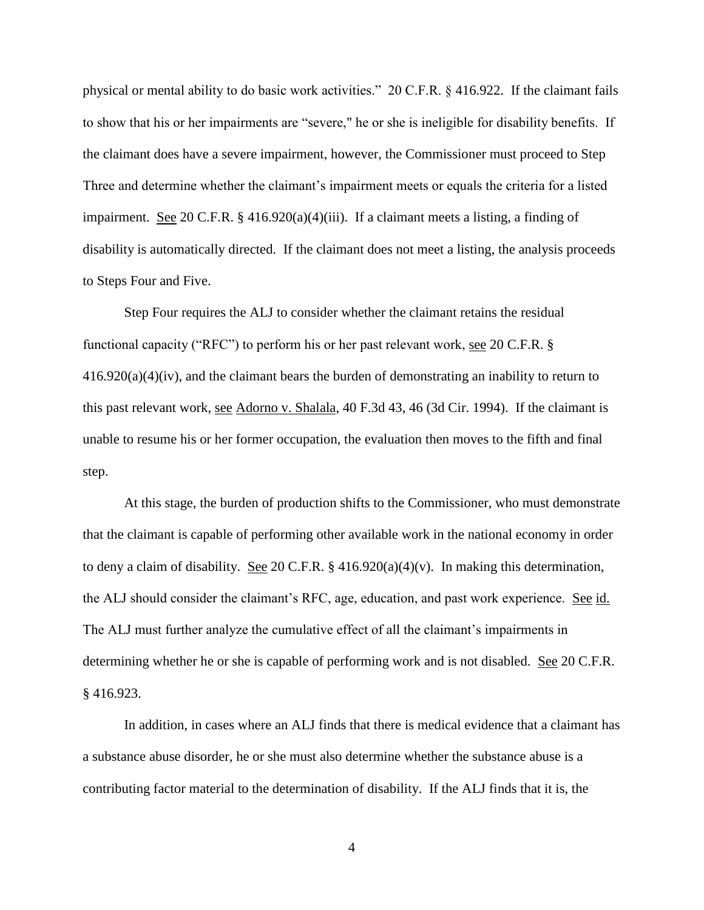physical or mental ability to do basic work activities." 20 C.F.R. § 416.922. If the claimant fails to show that his or her impairments are "severe," he or she is ineligible for disability benefits. If the claimant does have a severe impairment, however, the Commissioner must proceed to Step Three and determine whether the claimant's impairment meets or equals the criteria for a listed impairment. See 20 C.F.R. § 416.920(a)(4)(iii). If a claimant meets a listing, a finding of disability is automatically directed. If the claimant does not meet a listing, the analysis proceeds to Steps Four and Five.

Step Four requires the ALJ to consider whether the claimant retains the residual functional capacity ("RFC") to perform his or her past relevant work, see 20 C.F.R. § 416.920(a)(4)(iv), and the claimant bears the burden of demonstrating an inability to return to this past relevant work, see Adorno v. Shalala, 40 F.3d 43, 46 (3d Cir. 1994). If the claimant is unable to resume his or her former occupation, the evaluation then moves to the fifth and final step.

At this stage, the burden of production shifts to the Commissioner, who must demonstrate that the claimant is capable of performing other available work in the national economy in order to deny a claim of disability. See 20 C.F.R. § 416.920(a)(4)(v). In making this determination, the ALJ should consider the claimant's RFC, age, education, and past work experience. See id. The ALJ must further analyze the cumulative effect of all the claimant's impairments in determining whether he or she is capable of performing work and is not disabled. See 20 C.F.R. § 416.923.

In addition, in cases where an ALJ finds that there is medical evidence that a claimant has a substance abuse disorder, he or she must also determine whether the substance abuse is a contributing factor material to the determination of disability. If the ALJ finds that it is, the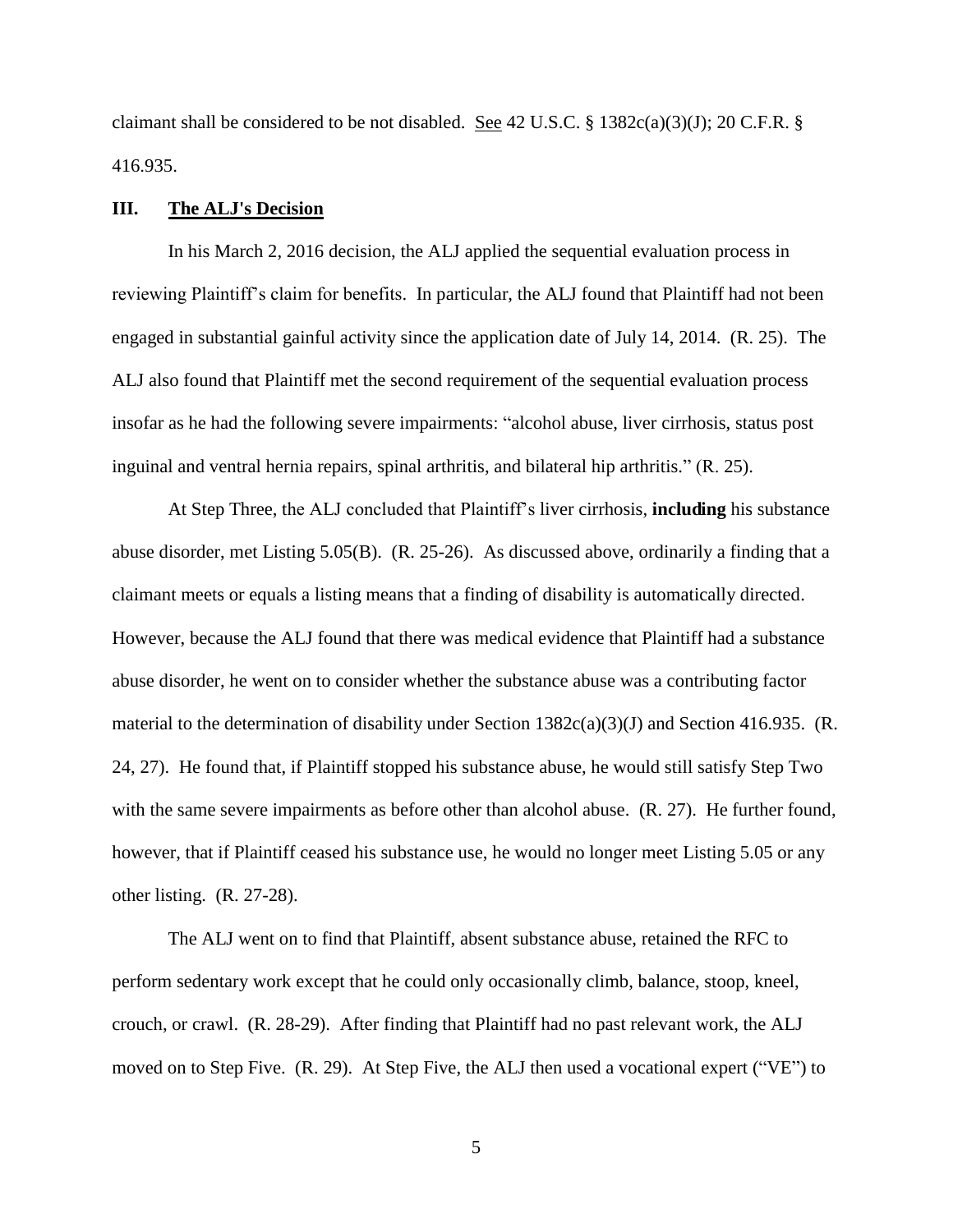claimant shall be considered to be not disabled. See 42 U.S.C. § 1382c(a)(3)(J); 20 C.F.R. § 416.935.

### III. The ALJ's Decision

In his March 2, 2016 decision, the ALJ applied the sequential evaluation process in reviewing Plaintiff's claim for benefits. In particular, the ALJ found that Plaintiff had not been engaged in substantial gainful activity since the application date of July 14, 2014. (R. 25). The ALJ also found that Plaintiff met the second requirement of the sequential evaluation process insofar as he had the following severe impairments: "alcohol abuse, liver cirrhosis, status post inguinal and ventral hernia repairs, spinal arthritis, and bilateral hip arthritis." (R. 25).

At Step Three, the ALJ concluded that Plaintiff's liver cirrhosis, **including** his substance abuse disorder, met Listing 5.05(B). (R. 25-26). As discussed above, ordinarily a finding that a claimant meets or equals a listing means that a finding of disability is automatically directed. However, because the ALJ found that there was medical evidence that Plaintiff had a substance abuse disorder, he went on to consider whether the substance abuse was a contributing factor material to the determination of disability under Section 1382c(a)(3)(J) and Section 416.935. (R. 24, 27). He found that, if Plaintiff stopped his substance abuse, he would still satisfy Step Two with the same severe impairments as before other than alcohol abuse. (R. 27). He further found, however, that if Plaintiff ceased his substance use, he would no longer meet Listing 5.05 or any other listing. (R. 27-28).

The ALJ went on to find that Plaintiff, absent substance abuse, retained the RFC to perform sedentary work except that he could only occasionally climb, balance, stoop, kneel, crouch, or crawl. (R. 28-29). After finding that Plaintiff had no past relevant work, the ALJ moved on to Step Five. (R. 29). At Step Five, the ALJ then used a vocational expert ("VE") to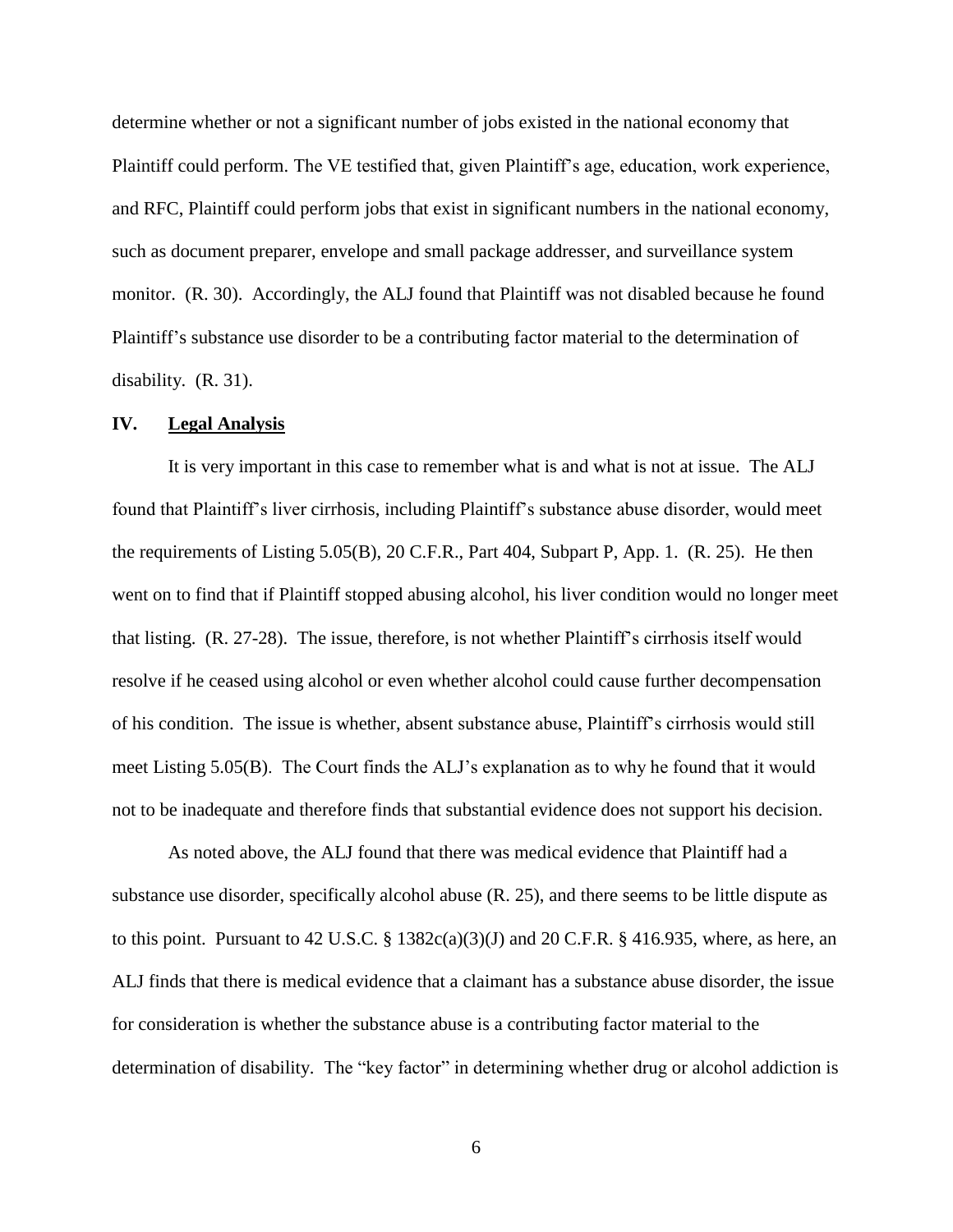determine whether or not a significant number of jobs existed in the national economy that Plaintiff could perform. The VE testified that, given Plaintiff's age, education, work experience, and RFC, Plaintiff could perform jobs that exist in significant numbers in the national economy, such as document preparer, envelope and small package addresser, and surveillance system monitor. (R. 30). Accordingly, the ALJ found that Plaintiff was not disabled because he found Plaintiff's substance use disorder to be a contributing factor material to the determination of disability. (R. 31).

## IV. Legal Analysis

It is very important in this case to remember what is and what is not at issue. The ALJ found that Plaintiff's liver cirrhosis, including Plaintiff's substance abuse disorder, would meet the requirements of Listing 5.05(B), 20 C.F.R., Part 404, Subpart P, App. 1. (R. 25). He then went on to find that if Plaintiff stopped abusing alcohol, his liver condition would no longer meet that listing. (R. 27-28). The issue, therefore, is not whether Plaintiff's cirrhosis itself would resolve if he ceased using alcohol or even whether alcohol could cause further decompensation of his condition. The issue is whether, absent substance abuse, Plaintiff's cirrhosis would still meet Listing 5.05(B). The Court finds the ALJ's explanation as to why he found that it would not to be inadequate and therefore finds that substantial evidence does not support his decision.

As noted above, the ALJ found that there was medical evidence that Plaintiff had a substance use disorder, specifically alcohol abuse (R. 25), and there seems to be little dispute as to this point. Pursuant to 42 U.S.C. § 1382c(a)(3)(J) and 20 C.F.R. § 416.935, where, as here, an ALJ finds that there is medical evidence that a claimant has a substance abuse disorder, the issue for consideration is whether the substance abuse is a contributing factor material to the determination of disability. The "key factor" in determining whether drug or alcohol addiction is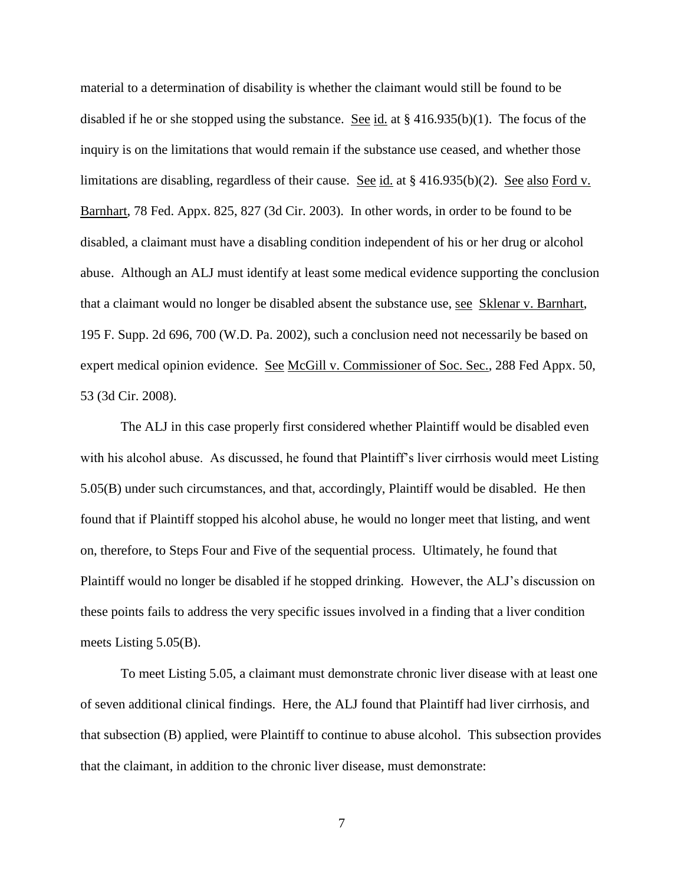material to a determination of disability is whether the claimant would still be found to be disabled if he or she stopped using the substance. See id. at § 416.935(b)(1). The focus of the inquiry is on the limitations that would remain if the substance use ceased, and whether those limitations are disabling, regardless of their cause. See id. at § 416.935(b)(2). See also Ford v. Barnhart, 78 Fed. Appx. 825, 827 (3d Cir. 2003). In other words, in order to be found to be disabled, a claimant must have a disabling condition independent of his or her drug or alcohol abuse. Although an ALJ must identify at least some medical evidence supporting the conclusion that a claimant would no longer be disabled absent the substance use, see Sklenar v. Barnhart, 195 F. Supp. 2d 696, 700 (W.D. Pa. 2002), such a conclusion need not necessarily be based on expert medical opinion evidence. See McGill v. Commissioner of Soc. Sec., 288 Fed Appx. 50, 53 (3d Cir. 2008).

The ALJ in this case properly first considered whether Plaintiff would be disabled even with his alcohol abuse. As discussed, he found that Plaintiff's liver cirrhosis would meet Listing 5.05(B) under such circumstances, and that, accordingly, Plaintiff would be disabled. He then found that if Plaintiff stopped his alcohol abuse, he would no longer meet that listing, and went on, therefore, to Steps Four and Five of the sequential process. Ultimately, he found that Plaintiff would no longer be disabled if he stopped drinking. However, the ALJ's discussion on these points fails to address the very specific issues involved in a finding that a liver condition meets Listing 5.05(B).

To meet Listing 5.05, a claimant must demonstrate chronic liver disease with at least one of seven additional clinical findings. Here, the ALJ found that Plaintiff had liver cirrhosis, and that subsection (B) applied, were Plaintiff to continue to abuse alcohol. This subsection provides that the claimant, in addition to the chronic liver disease, must demonstrate: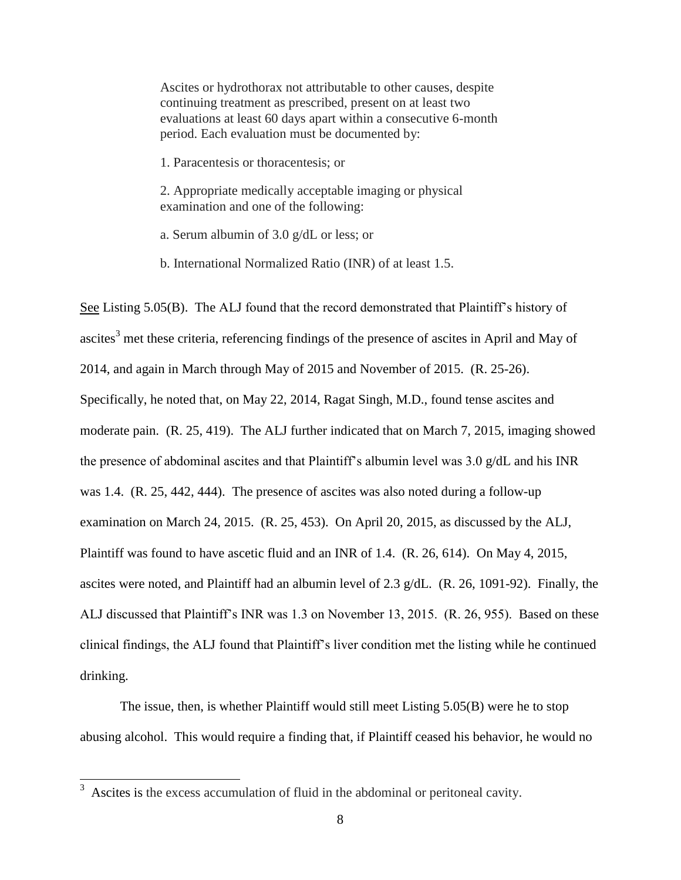> Ascites or hydrothorax not attributable to other causes, despite continuing treatment as prescribed, present on at least two evaluations at least 60 days apart within a consecutive 6-month period. Each evaluation must be documented by:
>
> 1. Paracentesis or thoracentesis; or
>
> 2. Appropriate medically acceptable imaging or physical examination and one of the following:
>
> a. Serum albumin of 3.0 g/dL or less; or
>
> b. International Normalized Ratio (INR) of at least 1.5.

See Listing 5.05(B). The ALJ found that the record demonstrated that Plaintiff's history of ascites[3] met these criteria, referencing findings of the presence of ascites in April and May of 2014, and again in March through May of 2015 and November of 2015. (R. 25-26). Specifically, he noted that, on May 22, 2014, Ragat Singh, M.D., found tense ascites and moderate pain. (R. 25, 419). The ALJ further indicated that on March 7, 2015, imaging showed the presence of abdominal ascites and that Plaintiff's albumin level was 3.0 g/dL and his INR was 1.4. (R. 25, 442, 444). The presence of ascites was also noted during a follow-up examination on March 24, 2015. (R. 25, 453). On April 20, 2015, as discussed by the ALJ, Plaintiff was found to have ascetic fluid and an INR of 1.4. (R. 26, 614). On May 4, 2015, ascites were noted, and Plaintiff had an albumin level of 2.3 g/dL. (R. 26, 1091-92). Finally, the ALJ discussed that Plaintiff's INR was 1.3 on November 13, 2015. (R. 26, 955). Based on these clinical findings, the ALJ found that Plaintiff's liver condition met the listing while he continued drinking.

The issue, then, is whether Plaintiff would still meet Listing 5.05(B) were he to stop abusing alcohol. This would require a finding that, if Plaintiff ceased his behavior, he would no

[3] Ascites is the excess accumulation of fluid in the abdominal or peritoneal cavity.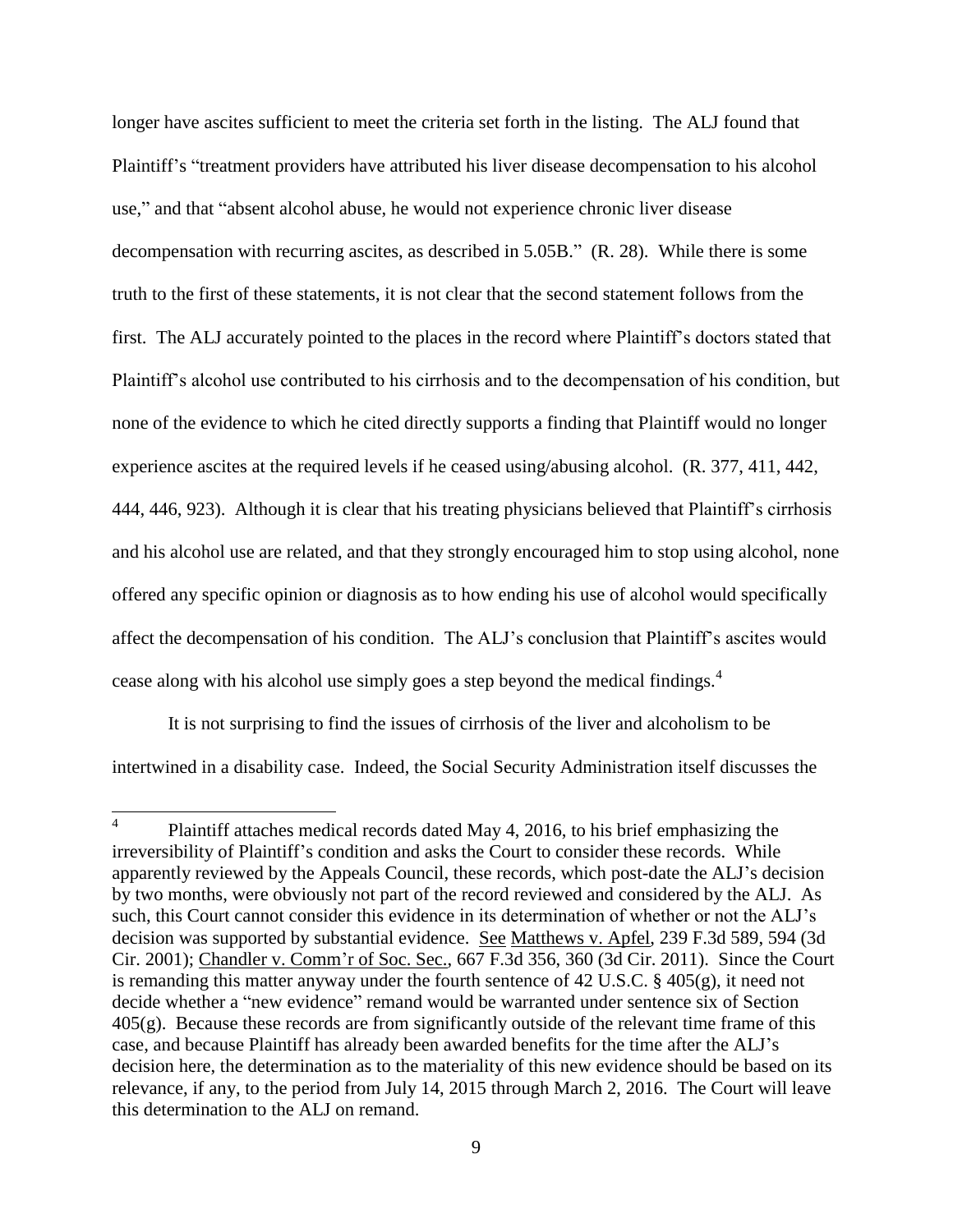longer have ascites sufficient to meet the criteria set forth in the listing. The ALJ found that Plaintiff's "treatment providers have attributed his liver disease decompensation to his alcohol use," and that "absent alcohol abuse, he would not experience chronic liver disease decompensation with recurring ascites, as described in 5.05B." (R. 28). While there is some truth to the first of these statements, it is not clear that the second statement follows from the first. The ALJ accurately pointed to the places in the record where Plaintiff's doctors stated that Plaintiff's alcohol use contributed to his cirrhosis and to the decompensation of his condition, but none of the evidence to which he cited directly supports a finding that Plaintiff would no longer experience ascites at the required levels if he ceased using/abusing alcohol. (R. 377, 411, 442, 444, 446, 923). Although it is clear that his treating physicians believed that Plaintiff's cirrhosis and his alcohol use are related, and that they strongly encouraged him to stop using alcohol, none offered any specific opinion or diagnosis as to how ending his use of alcohol would specifically affect the decompensation of his condition. The ALJ's conclusion that Plaintiff's ascites would cease along with his alcohol use simply goes a step beyond the medical findings.[4]

It is not surprising to find the issues of cirrhosis of the liver and alcoholism to be intertwined in a disability case. Indeed, the Social Security Administration itself discusses the

---

[4] Plaintiff attaches medical records dated May 4, 2016, to his brief emphasizing the irreversibility of Plaintiff's condition and asks the Court to consider these records. While apparently reviewed by the Appeals Council, these records, which post-date the ALJ's decision by two months, were obviously not part of the record reviewed and considered by the ALJ. As such, this Court cannot consider this evidence in its determination of whether or not the ALJ's decision was supported by substantial evidence. See Matthews v. Apfel, 239 F.3d 589, 594 (3d Cir. 2001); Chandler v. Comm'r of Soc. Sec., 667 F.3d 356, 360 (3d Cir. 2011). Since the Court is remanding this matter anyway under the fourth sentence of 42 U.S.C. § 405(g), it need not decide whether a "new evidence" remand would be warranted under sentence six of Section 405(g). Because these records are from significantly outside of the relevant time frame of this case, and because Plaintiff has already been awarded benefits for the time after the ALJ's decision here, the determination as to the materiality of this new evidence should be based on its relevance, if any, to the period from July 14, 2015 through March 2, 2016. The Court will leave this determination to the ALJ on remand.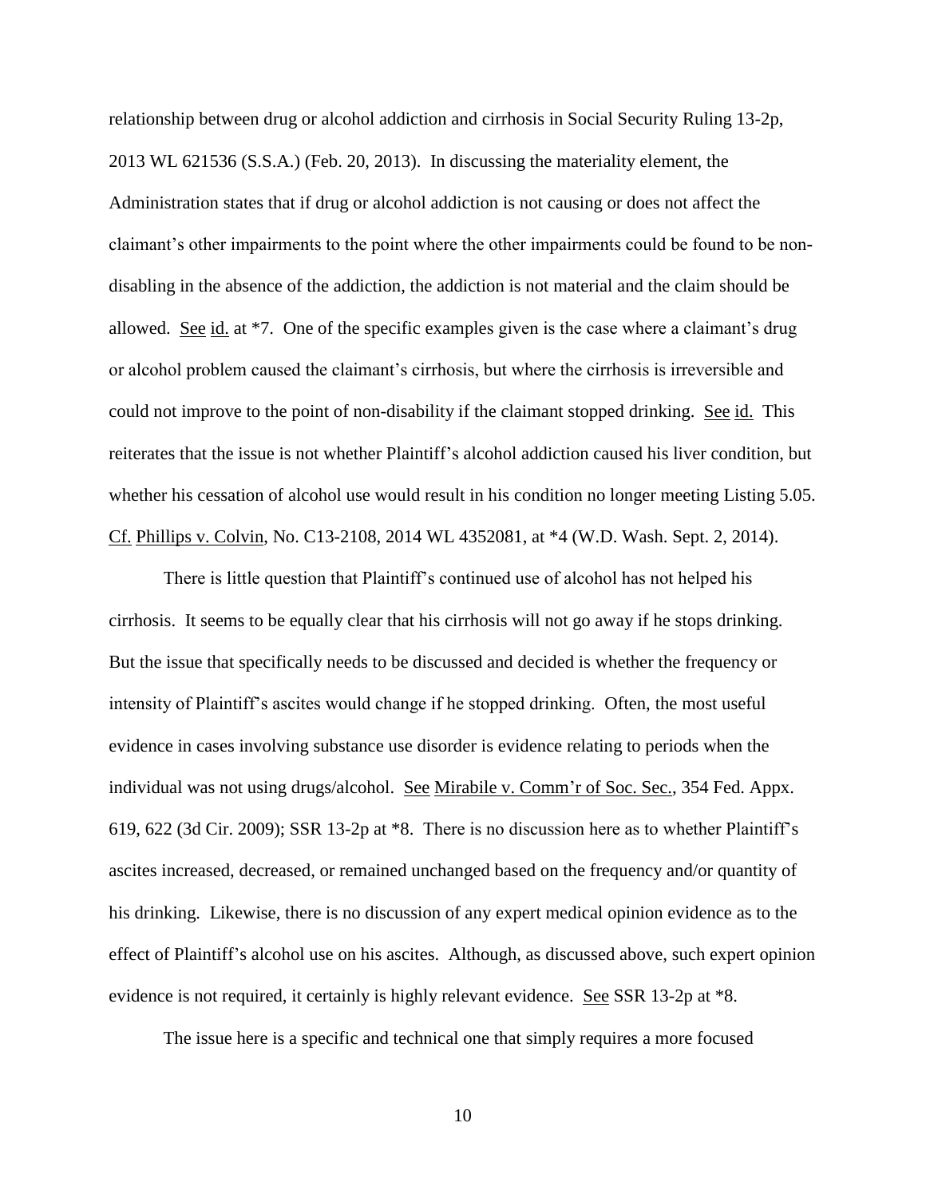relationship between drug or alcohol addiction and cirrhosis in Social Security Ruling 13-2p, 2013 WL 621536 (S.S.A.) (Feb. 20, 2013). In discussing the materiality element, the Administration states that if drug or alcohol addiction is not causing or does not affect the claimant's other impairments to the point where the other impairments could be found to be non-disabling in the absence of the addiction, the addiction is not material and the claim should be allowed. See id. at *7. One of the specific examples given is the case where a claimant's drug or alcohol problem caused the claimant's cirrhosis, but where the cirrhosis is irreversible and could not improve to the point of non-disability if the claimant stopped drinking. See id. This reiterates that the issue is not whether Plaintiff's alcohol addiction caused his liver condition, but whether his cessation of alcohol use would result in his condition no longer meeting Listing 5.05. Cf. Phillips v. Colvin, No. C13-2108, 2014 WL 4352081, at *4 (W.D. Wash. Sept. 2, 2014).

There is little question that Plaintiff's continued use of alcohol has not helped his cirrhosis. It seems to be equally clear that his cirrhosis will not go away if he stops drinking. But the issue that specifically needs to be discussed and decided is whether the frequency or intensity of Plaintiff's ascites would change if he stopped drinking. Often, the most useful evidence in cases involving substance use disorder is evidence relating to periods when the individual was not using drugs/alcohol. See Mirabile v. Comm'r of Soc. Sec., 354 Fed. Appx. 619, 622 (3d Cir. 2009); SSR 13-2p at *8. There is no discussion here as to whether Plaintiff's ascites increased, decreased, or remained unchanged based on the frequency and/or quantity of his drinking. Likewise, there is no discussion of any expert medical opinion evidence as to the effect of Plaintiff's alcohol use on his ascites. Although, as discussed above, such expert opinion evidence is not required, it certainly is highly relevant evidence. See SSR 13-2p at *8.

The issue here is a specific and technical one that simply requires a more focused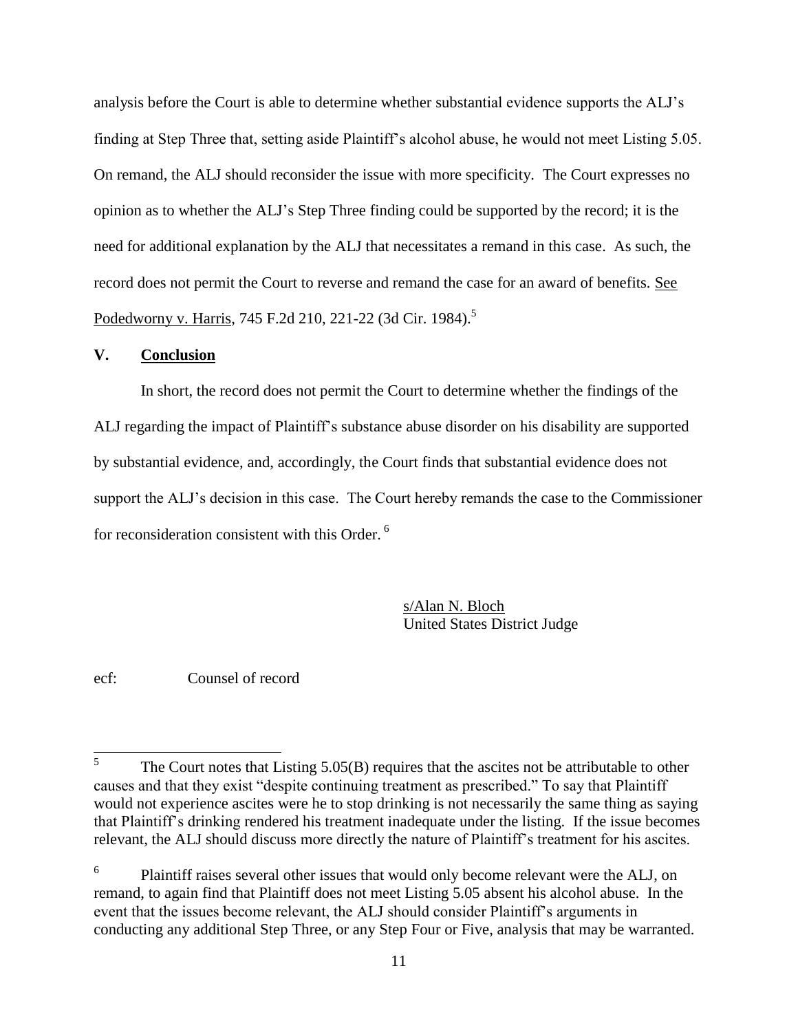analysis before the Court is able to determine whether substantial evidence supports the ALJ's finding at Step Three that, setting aside Plaintiff's alcohol abuse, he would not meet Listing 5.05. On remand, the ALJ should reconsider the issue with more specificity. The Court expresses no opinion as to whether the ALJ's Step Three finding could be supported by the record; it is the need for additional explanation by the ALJ that necessitates a remand in this case. As such, the record does not permit the Court to reverse and remand the case for an award of benefits. See Podedworny v. Harris, 745 F.2d 210, 221-22 (3d Cir. 1984).[5]

## V. Conclusion

In short, the record does not permit the Court to determine whether the findings of the ALJ regarding the impact of Plaintiff's substance abuse disorder on his disability are supported by substantial evidence, and, accordingly, the Court finds that substantial evidence does not support the ALJ's decision in this case. The Court hereby remands the case to the Commissioner for reconsideration consistent with this Order.[6]

s/Alan N. Bloch
United States District Judge

ecf: Counsel of record

---

[5] The Court notes that Listing 5.05(B) requires that the ascites not be attributable to other causes and that they exist "despite continuing treatment as prescribed." To say that Plaintiff would not experience ascites were he to stop drinking is not necessarily the same thing as saying that Plaintiff's drinking rendered his treatment inadequate under the listing. If the issue becomes relevant, the ALJ should discuss more directly the nature of Plaintiff's treatment for his ascites.

[6] Plaintiff raises several other issues that would only become relevant were the ALJ, on remand, to again find that Plaintiff does not meet Listing 5.05 absent his alcohol abuse. In the event that the issues become relevant, the ALJ should consider Plaintiff's arguments in conducting any additional Step Three, or any Step Four or Five, analysis that may be warranted.